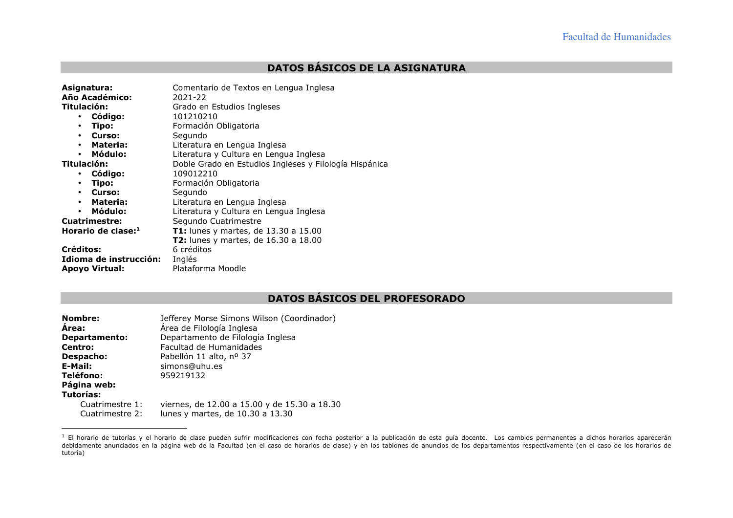## DATOS BÁSICOS DE LA ASIGNATURA

**Asignatura:** Comentario de Textos en Lengua Inglesa
**Año Académico:** 2021-22
**Titulación:** Grado en Estudios Ingleses

- **Código:** 101210210
- **Tipo:** Formación Obligatoria
- **Curso:** Segundo
- **Materia:** Literatura en Lengua Inglesa
- **Módulo:** Literatura y Cultura en Lengua Inglesa

**Titulación:** Doble Grado en Estudios Ingleses y Filología Hispánica

- **Código:** 109012210
- **Tipo:** Formación Obligatoria
- **Curso:** Segundo
- **Materia:** Literatura en Lengua Inglesa
- **Módulo:** Literatura y Cultura en Lengua Inglesa

**Cuatrimestre:** Segundo Cuatrimestre
**Horario de clase:**[1] **T1:** lunes y martes, de 13.30 a 15.00
**T2:** lunes y martes, de 16.30 a 18.00
**Créditos:** 6 créditos
**Idioma de instrucción:** Inglés
**Apoyo Virtual:** Plataforma Moodle

## DATOS BÁSICOS DEL PROFESORADO

**Nombre:** Jefferey Morse Simons Wilson (Coordinador)
**Área:** Área de Filología Inglesa
**Departamento:** Departamento de Filología Inglesa
**Centro:** Facultad de Humanidades
**Despacho:** Pabellón 11 alto, nº 37
**E-Mail:** simons@uhu.es
**Teléfono:** 959219132
**Página web:**
**Tutorías:**
Cuatrimestre 1: viernes, de 12.00 a 15.00 y de 15.30 a 18.30
Cuatrimestre 2: lunes y martes, de 10.30 a 13.30

[1] El horario de tutorías y el horario de clase pueden sufrir modificaciones con fecha posterior a la publicación de esta guía docente. Los cambios permanentes a dichos horarios aparecerán debidamente anunciados en la página web de la Facultad (en el caso de horarios de clase) y en los tablones de anuncios de los departamentos respectivamente (en el caso de los horarios de tutoría)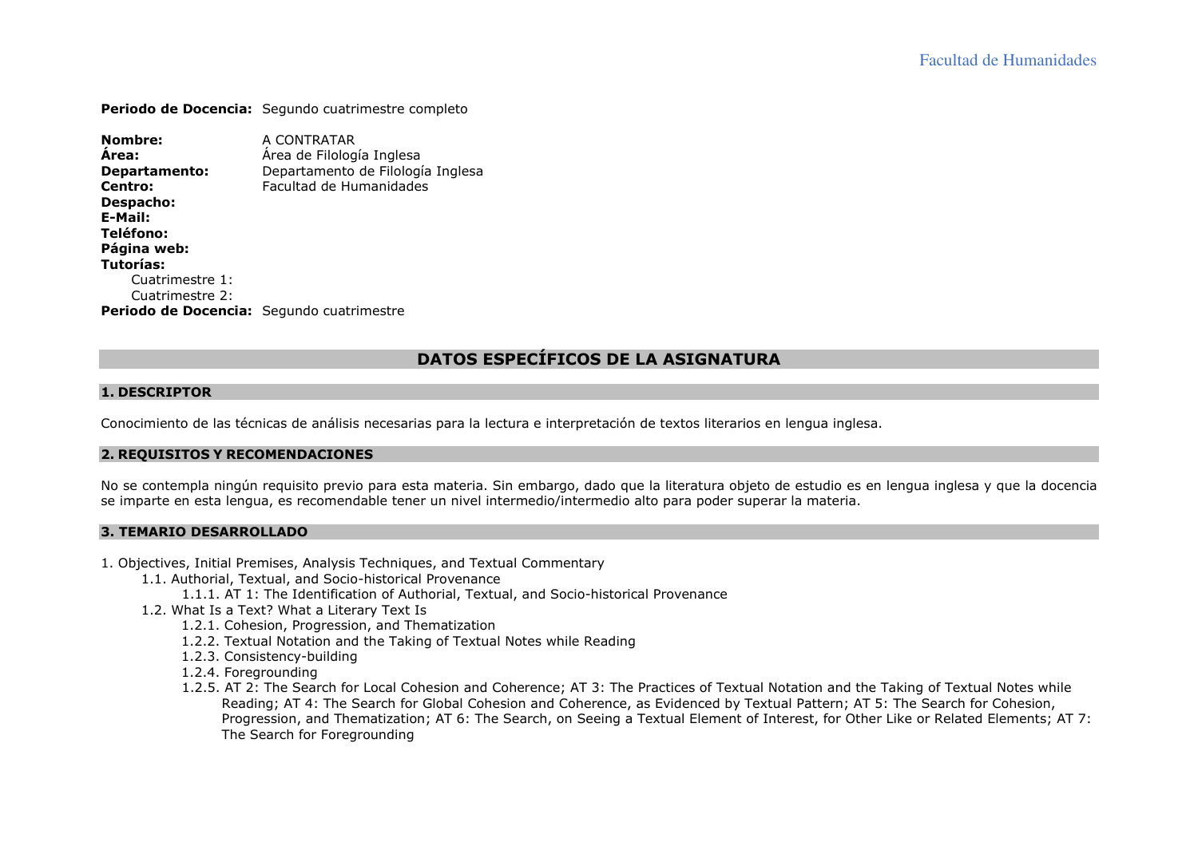**Periodo de Docencia:** Segundo cuatrimestre completo

**Nombre:** A CONTRATAR
**Área:** Área de Filología Inglesa
**Departamento:** Departamento de Filología Inglesa
**Centro:** Facultad de Humanidades
**Despacho:**
**E-Mail:**
**Teléfono:**
**Página web:**
**Tutorías:**
Cuatrimestre 1:
Cuatrimestre 2:
**Periodo de Docencia:** Segundo cuatrimestre

## DATOS ESPECÍFICOS DE LA ASIGNATURA

### 1. DESCRIPTOR

Conocimiento de las técnicas de análisis necesarias para la lectura e interpretación de textos literarios en lengua inglesa.

### 2. REQUISITOS Y RECOMENDACIONES

No se contempla ningún requisito previo para esta materia. Sin embargo, dado que la literatura objeto de estudio es en lengua inglesa y que la docencia se imparte en esta lengua, es recomendable tener un nivel intermedio/intermedio alto para poder superar la materia.

### 3. TEMARIO DESARROLLADO

1. Objectives, Initial Premises, Analysis Techniques, and Textual Commentary
    - 1.1. Authorial, Textual, and Socio-historical Provenance
        - 1.1.1. AT 1: The Identification of Authorial, Textual, and Socio-historical Provenance
    - 1.2. What Is a Text? What a Literary Text Is
        - 1.2.1. Cohesion, Progression, and Thematization
        - 1.2.2. Textual Notation and the Taking of Textual Notes while Reading
        - 1.2.3. Consistency-building
        - 1.2.4. Foregrounding
        - 1.2.5. AT 2: The Search for Local Cohesion and Coherence; AT 3: The Practices of Textual Notation and the Taking of Textual Notes while Reading; AT 4: The Search for Global Cohesion and Coherence, as Evidenced by Textual Pattern; AT 5: The Search for Cohesion, Progression, and Thematization; AT 6: The Search, on Seeing a Textual Element of Interest, for Other Like or Related Elements; AT 7: The Search for Foregrounding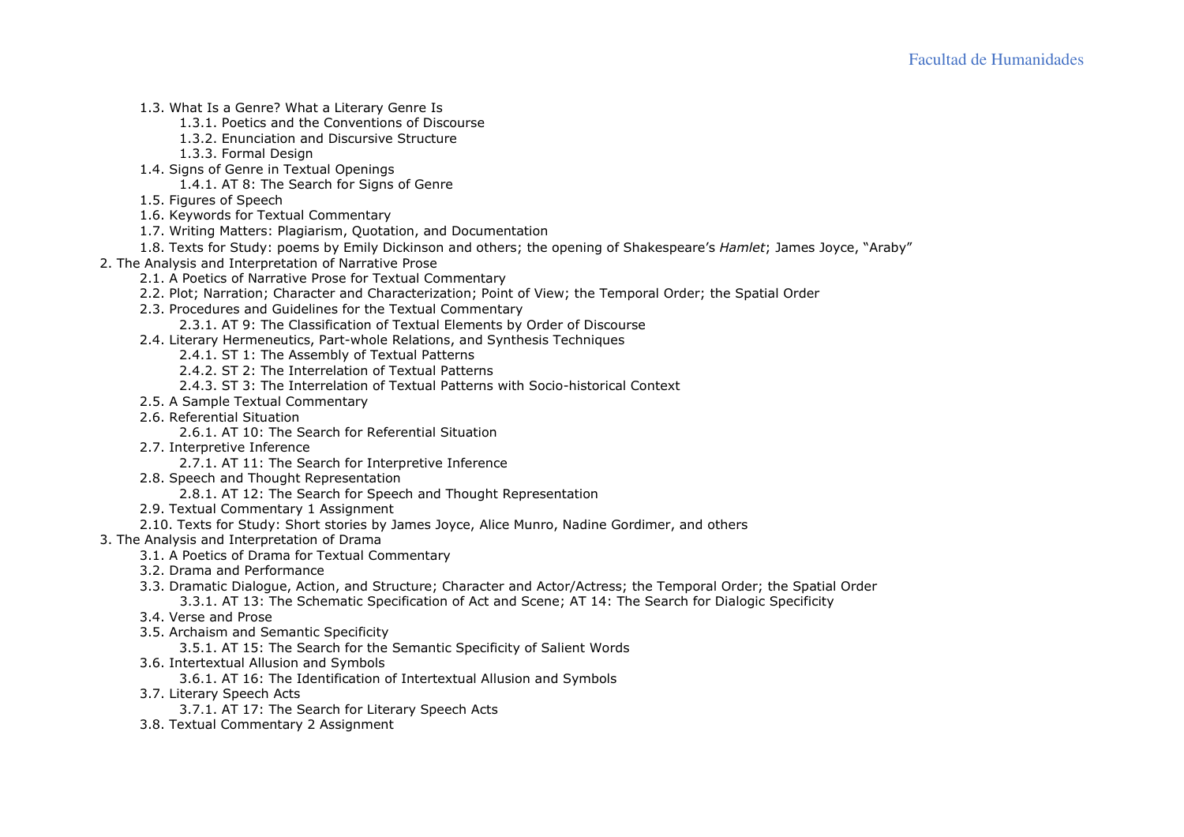- 1.3. What Is a Genre? What a Literary Genre Is
    - 1.3.1. Poetics and the Conventions of Discourse
    - 1.3.2. Enunciation and Discursive Structure
    - 1.3.3. Formal Design
- 1.4. Signs of Genre in Textual Openings
    - 1.4.1. AT 8: The Search for Signs of Genre
- 1.5. Figures of Speech
- 1.6. Keywords for Textual Commentary
- 1.7. Writing Matters: Plagiarism, Quotation, and Documentation
- 1.8. Texts for Study: poems by Emily Dickinson and others; the opening of Shakespeare's *Hamlet*; James Joyce, "Araby"

2. The Analysis and Interpretation of Narrative Prose
    - 2.1. A Poetics of Narrative Prose for Textual Commentary
    - 2.2. Plot; Narration; Character and Characterization; Point of View; the Temporal Order; the Spatial Order
    - 2.3. Procedures and Guidelines for the Textual Commentary
        - 2.3.1. AT 9: The Classification of Textual Elements by Order of Discourse
    - 2.4. Literary Hermeneutics, Part-whole Relations, and Synthesis Techniques
        - 2.4.1. ST 1: The Assembly of Textual Patterns
        - 2.4.2. ST 2: The Interrelation of Textual Patterns
        - 2.4.3. ST 3: The Interrelation of Textual Patterns with Socio-historical Context
    - 2.5. A Sample Textual Commentary
    - 2.6. Referential Situation
        - 2.6.1. AT 10: The Search for Referential Situation
    - 2.7. Interpretive Inference
        - 2.7.1. AT 11: The Search for Interpretive Inference
    - 2.8. Speech and Thought Representation
        - 2.8.1. AT 12: The Search for Speech and Thought Representation
    - 2.9. Textual Commentary 1 Assignment
    - 2.10. Texts for Study: Short stories by James Joyce, Alice Munro, Nadine Gordimer, and others
3. The Analysis and Interpretation of Drama
    - 3.1. A Poetics of Drama for Textual Commentary
    - 3.2. Drama and Performance
    - 3.3. Dramatic Dialogue, Action, and Structure; Character and Actor/Actress; the Temporal Order; the Spatial Order
        - 3.3.1. AT 13: The Schematic Specification of Act and Scene; AT 14: The Search for Dialogic Specificity
    - 3.4. Verse and Prose
    - 3.5. Archaism and Semantic Specificity
        - 3.5.1. AT 15: The Search for the Semantic Specificity of Salient Words
    - 3.6. Intertextual Allusion and Symbols
        - 3.6.1. AT 16: The Identification of Intertextual Allusion and Symbols
    - 3.7. Literary Speech Acts
        - 3.7.1. AT 17: The Search for Literary Speech Acts
    - 3.8. Textual Commentary 2 Assignment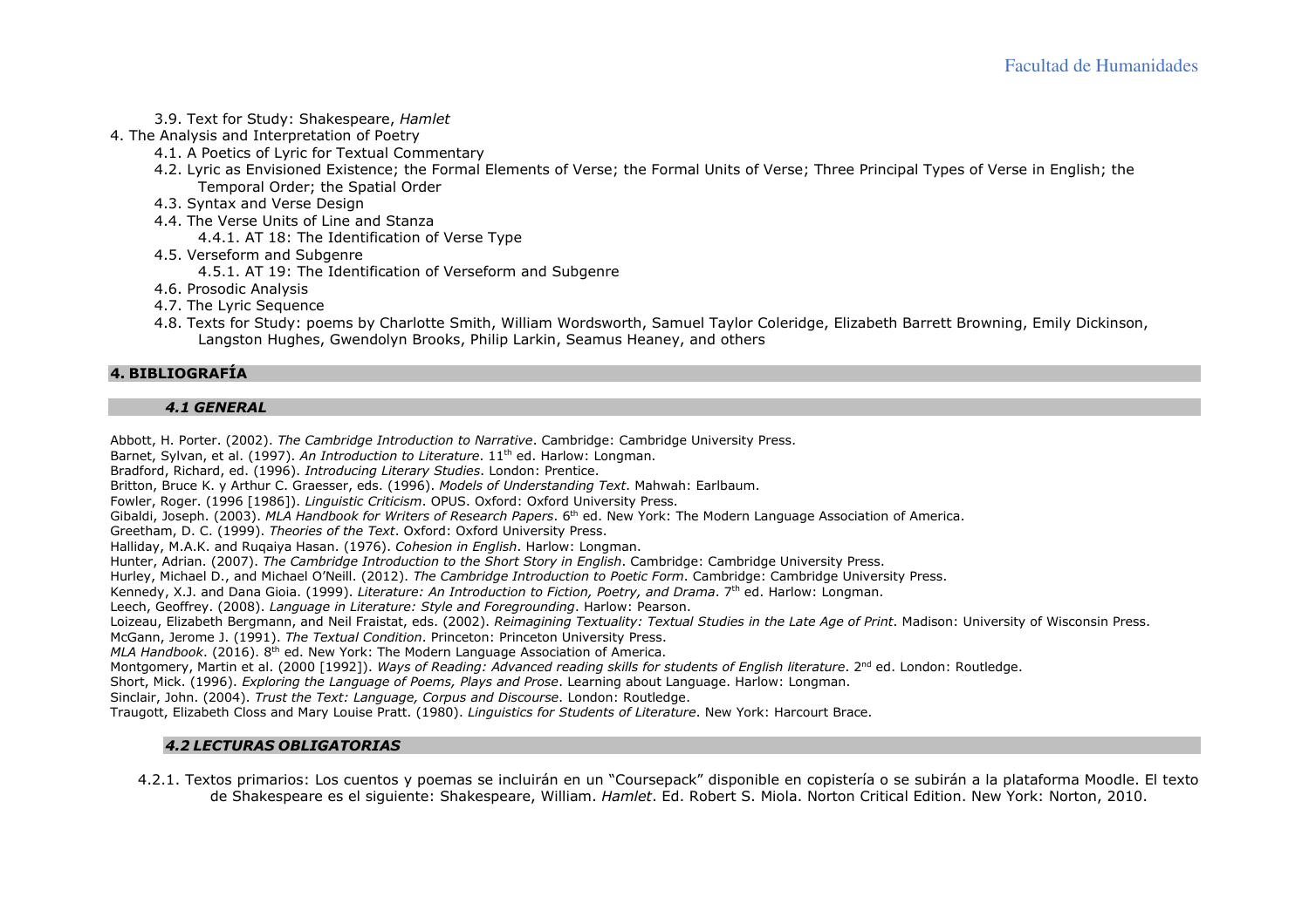- 3.9. Text for Study: Shakespeare, *Hamlet*
4. The Analysis and Interpretation of Poetry
   - 4.1. A Poetics of Lyric for Textual Commentary
   - 4.2. Lyric as Envisioned Existence; the Formal Elements of Verse; the Formal Units of Verse; Three Principal Types of Verse in English; the Temporal Order; the Spatial Order
   - 4.3. Syntax and Verse Design
   - 4.4. The Verse Units of Line and Stanza
     - 4.4.1. AT 18: The Identification of Verse Type
   - 4.5. Verseform and Subgenre
     - 4.5.1. AT 19: The Identification of Verseform and Subgenre
   - 4.6. Prosodic Analysis
   - 4.7. The Lyric Sequence
   - 4.8. Texts for Study: poems by Charlotte Smith, William Wordsworth, Samuel Taylor Coleridge, Elizabeth Barrett Browning, Emily Dickinson, Langston Hughes, Gwendolyn Brooks, Philip Larkin, Seamus Heaney, and others

## 4. BIBLIOGRAFÍA

### *4.1 GENERAL*

Abbott, H. Porter. (2002). *The Cambridge Introduction to Narrative*. Cambridge: Cambridge University Press.
Barnet, Sylvan, et al. (1997). *An Introduction to Literature*. 11th ed. Harlow: Longman.
Bradford, Richard, ed. (1996). *Introducing Literary Studies*. London: Prentice.
Britton, Bruce K. y Arthur C. Graesser, eds. (1996). *Models of Understanding Text*. Mahwah: Earlbaum.
Fowler, Roger. (1996 [1986]). *Linguistic Criticism*. OPUS. Oxford: Oxford University Press.
Gibaldi, Joseph. (2003). *MLA Handbook for Writers of Research Papers*. 6th ed. New York: The Modern Language Association of America.
Greetham, D. C. (1999). *Theories of the Text*. Oxford: Oxford University Press.
Halliday, M.A.K. and Ruqaiya Hasan. (1976). *Cohesion in English*. Harlow: Longman.
Hunter, Adrian. (2007). *The Cambridge Introduction to the Short Story in English*. Cambridge: Cambridge University Press.
Hurley, Michael D., and Michael O'Neill. (2012). *The Cambridge Introduction to Poetic Form*. Cambridge: Cambridge University Press.
Kennedy, X.J. and Dana Gioia. (1999). *Literature: An Introduction to Fiction, Poetry, and Drama*. 7th ed. Harlow: Longman.
Leech, Geoffrey. (2008). *Language in Literature: Style and Foregrounding*. Harlow: Pearson.
Loizeau, Elizabeth Bergmann, and Neil Fraistat, eds. (2002). *Reimagining Textuality: Textual Studies in the Late Age of Print*. Madison: University of Wisconsin Press.
McGann, Jerome J. (1991). *The Textual Condition*. Princeton: Princeton University Press.
*MLA Handbook*. (2016). 8th ed. New York: The Modern Language Association of America.
Montgomery, Martin et al. (2000 [1992]). *Ways of Reading: Advanced reading skills for students of English literature*. 2nd ed. London: Routledge.
Short, Mick. (1996). *Exploring the Language of Poems, Plays and Prose*. Learning about Language. Harlow: Longman.
Sinclair, John. (2004). *Trust the Text: Language, Corpus and Discourse*. London: Routledge.
Traugott, Elizabeth Closs and Mary Louise Pratt. (1980). *Linguistics for Students of Literature*. New York: Harcourt Brace.

### *4.2 LECTURAS OBLIGATORIAS*

4.2.1. Textos primarios: Los cuentos y poemas se incluirán en un "Coursepack" disponible en copistería o se subirán a la plataforma Moodle. El texto de Shakespeare es el siguiente: Shakespeare, William. *Hamlet*. Ed. Robert S. Miola. Norton Critical Edition. New York: Norton, 2010.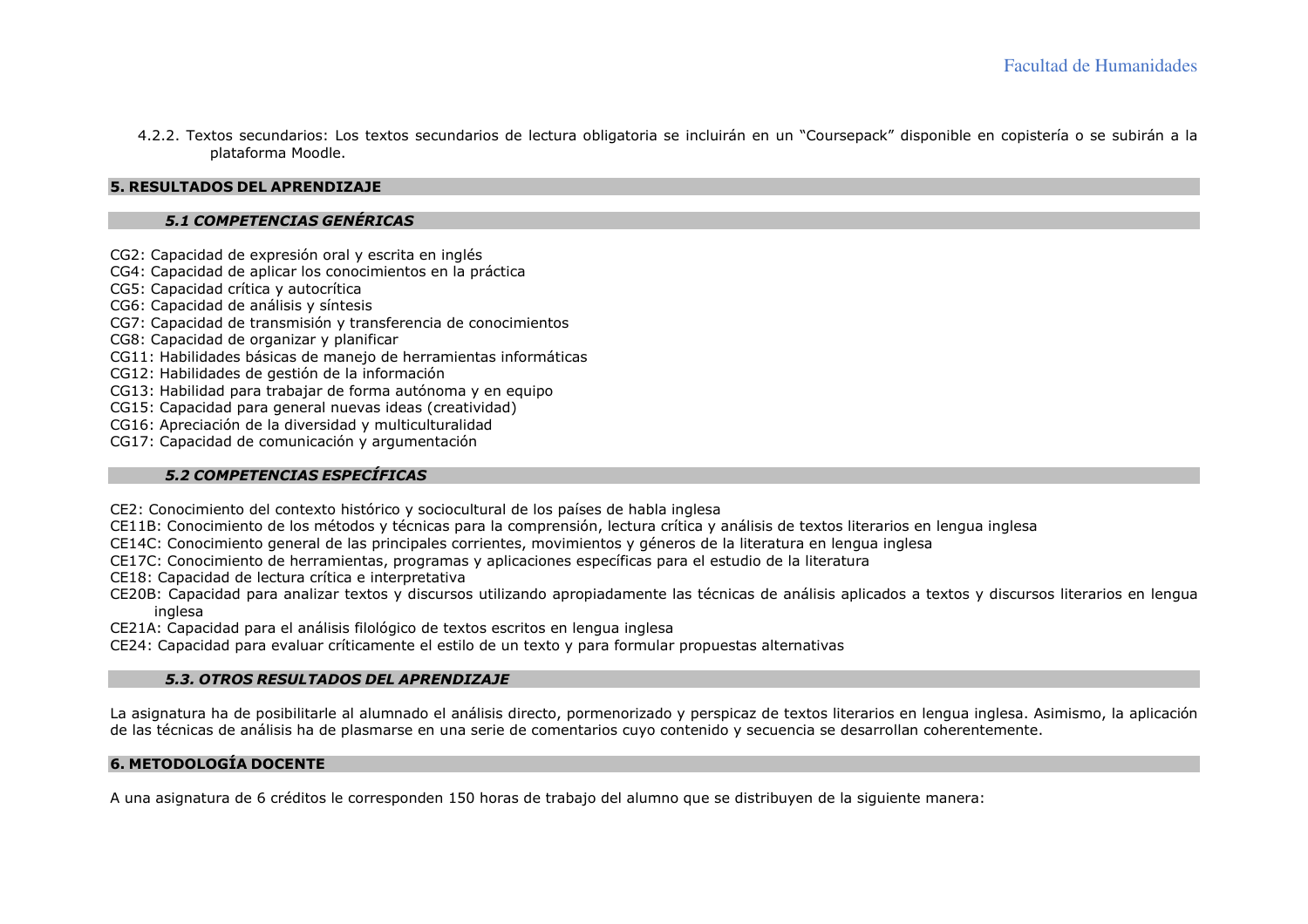4.2.2. Textos secundarios: Los textos secundarios de lectura obligatoria se incluirán en un "Coursepack" disponible en copistería o se subirán a la plataforma Moodle.

## 5. RESULTADOS DEL APRENDIZAJE

### *5.1 COMPETENCIAS GENÉRICAS*

CG2: Capacidad de expresión oral y escrita en inglés
CG4: Capacidad de aplicar los conocimientos en la práctica
CG5: Capacidad crítica y autocrítica
CG6: Capacidad de análisis y síntesis
CG7: Capacidad de transmisión y transferencia de conocimientos
CG8: Capacidad de organizar y planificar
CG11: Habilidades básicas de manejo de herramientas informáticas
CG12: Habilidades de gestión de la información
CG13: Habilidad para trabajar de forma autónoma y en equipo
CG15: Capacidad para general nuevas ideas (creatividad)
CG16: Apreciación de la diversidad y multiculturalidad
CG17: Capacidad de comunicación y argumentación

### *5.2 COMPETENCIAS ESPECÍFICAS*

CE2: Conocimiento del contexto histórico y sociocultural de los países de habla inglesa
CE11B: Conocimiento de los métodos y técnicas para la comprensión, lectura crítica y análisis de textos literarios en lengua inglesa
CE14C: Conocimiento general de las principales corrientes, movimientos y géneros de la literatura en lengua inglesa
CE17C: Conocimiento de herramientas, programas y aplicaciones específicas para el estudio de la literatura
CE18: Capacidad de lectura crítica e interpretativa
CE20B: Capacidad para analizar textos y discursos utilizando apropiadamente las técnicas de análisis aplicados a textos y discursos literarios en lengua inglesa
CE21A: Capacidad para el análisis filológico de textos escritos en lengua inglesa
CE24: Capacidad para evaluar críticamente el estilo de un texto y para formular propuestas alternativas

### *5.3. OTROS RESULTADOS DEL APRENDIZAJE*

La asignatura ha de posibilitarle al alumnado el análisis directo, pormenorizado y perspicaz de textos literarios en lengua inglesa. Asimismo, la aplicación de las técnicas de análisis ha de plasmarse en una serie de comentarios cuyo contenido y secuencia se desarrollan coherentemente.

## 6. METODOLOGÍA DOCENTE

A una asignatura de 6 créditos le corresponden 150 horas de trabajo del alumno que se distribuyen de la siguiente manera: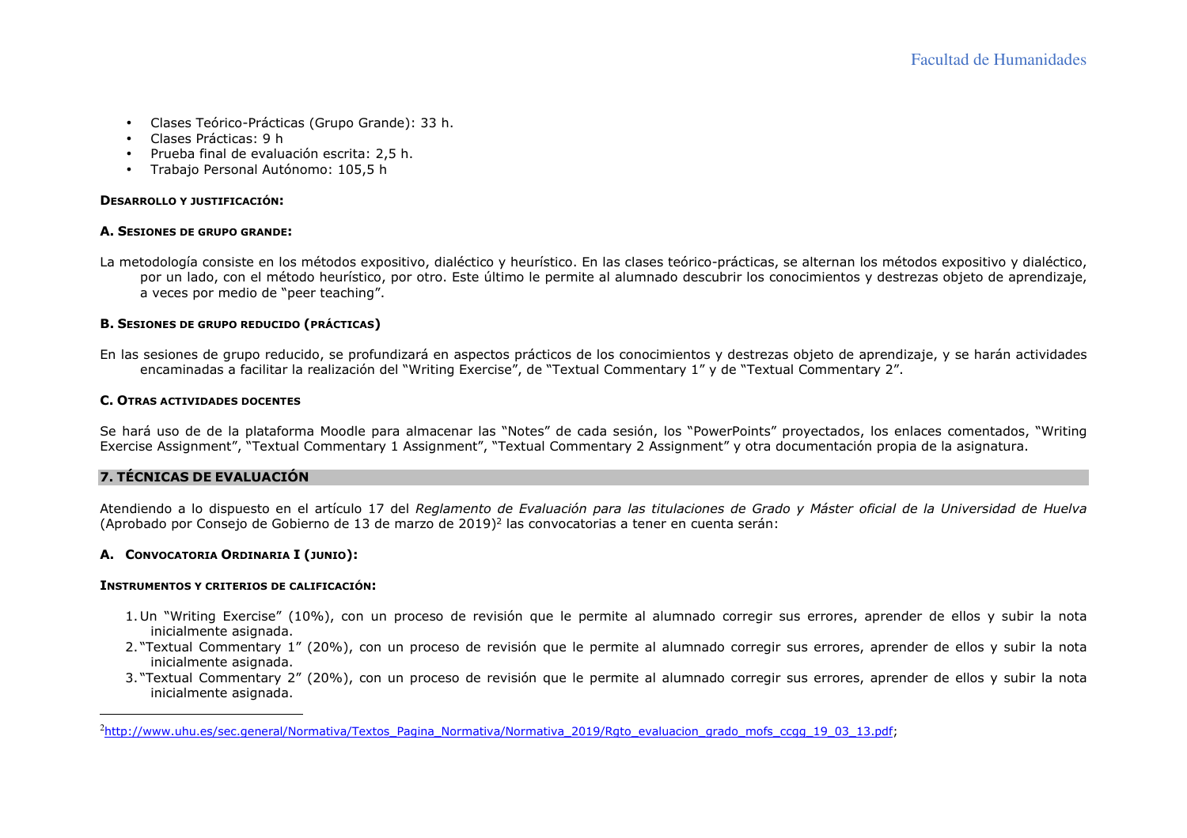- Clases Teórico-Prácticas (Grupo Grande): 33 h.
- Clases Prácticas: 9 h
- Prueba final de evaluación escrita: 2,5 h.
- Trabajo Personal Autónomo: 105,5 h

**DESARROLLO Y JUSTIFICACIÓN:**

**A. SESIONES DE GRUPO GRANDE:**

La metodología consiste en los métodos expositivo, dialéctico y heurístico. En las clases teórico-prácticas, se alternan los métodos expositivo y dialéctico, por un lado, con el método heurístico, por otro. Este último le permite al alumnado descubrir los conocimientos y destrezas objeto de aprendizaje, a veces por medio de "peer teaching".

**B. SESIONES DE GRUPO REDUCIDO (PRÁCTICAS)**

En las sesiones de grupo reducido, se profundizará en aspectos prácticos de los conocimientos y destrezas objeto de aprendizaje, y se harán actividades encaminadas a facilitar la realización del "Writing Exercise", de "Textual Commentary 1" y de "Textual Commentary 2".

**C. OTRAS ACTIVIDADES DOCENTES**

Se hará uso de de la plataforma Moodle para almacenar las "Notes" de cada sesión, los "PowerPoints" proyectados, los enlaces comentados, "Writing Exercise Assignment", "Textual Commentary 1 Assignment", "Textual Commentary 2 Assignment" y otra documentación propia de la asignatura.

## 7. TÉCNICAS DE EVALUACIÓN

Atendiendo a lo dispuesto en el artículo 17 del *Reglamento de Evaluación para las titulaciones de Grado y Máster oficial de la Universidad de Huelva* (Aprobado por Consejo de Gobierno de 13 de marzo de 2019)[2] las convocatorias a tener en cuenta serán:

**A. CONVOCATORIA ORDINARIA I (JUNIO):**

**INSTRUMENTOS Y CRITERIOS DE CALIFICACIÓN:**

1. Un "Writing Exercise" (10%), con un proceso de revisión que le permite al alumnado corregir sus errores, aprender de ellos y subir la nota inicialmente asignada.
2. "Textual Commentary 1" (20%), con un proceso de revisión que le permite al alumnado corregir sus errores, aprender de ellos y subir la nota inicialmente asignada.
3. "Textual Commentary 2" (20%), con un proceso de revisión que le permite al alumnado corregir sus errores, aprender de ellos y subir la nota inicialmente asignada.

---

[2] http://www.uhu.es/sec.general/Normativa/Textos_Pagina_Normativa/Normativa_2019/Rgto_evaluacion_grado_mofs_ccgg_19_03_13.pdf;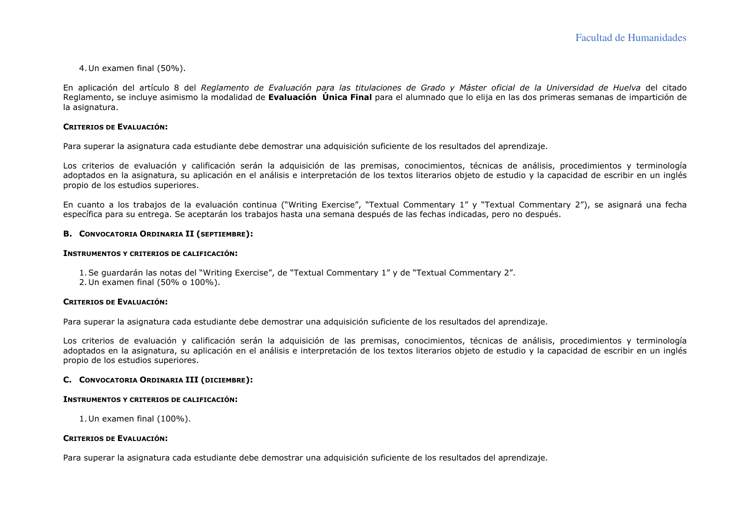4. Un examen final (50%).

En aplicación del artículo 8 del *Reglamento de Evaluación para las titulaciones de Grado y Máster oficial de la Universidad de Huelva* del citado Reglamento, se incluye asimismo la modalidad de **Evaluación Única Final** para el alumnado que lo elija en las dos primeras semanas de impartición de la asignatura.

**CRITERIOS DE EVALUACIÓN:**

Para superar la asignatura cada estudiante debe demostrar una adquisición suficiente de los resultados del aprendizaje.

Los criterios de evaluación y calificación serán la adquisición de las premisas, conocimientos, técnicas de análisis, procedimientos y terminología adoptados en la asignatura, su aplicación en el análisis e interpretación de los textos literarios objeto de estudio y la capacidad de escribir en un inglés propio de los estudios superiores.

En cuanto a los trabajos de la evaluación continua ("Writing Exercise", "Textual Commentary 1" y "Textual Commentary 2"), se asignará una fecha específica para su entrega. Se aceptarán los trabajos hasta una semana después de las fechas indicadas, pero no después.

### B. CONVOCATORIA ORDINARIA II (SEPTIEMBRE):

**INSTRUMENTOS Y CRITERIOS DE CALIFICACIÓN:**

1. Se guardarán las notas del "Writing Exercise", de "Textual Commentary 1" y de "Textual Commentary 2".
2. Un examen final (50% o 100%).

**CRITERIOS DE EVALUACIÓN:**

Para superar la asignatura cada estudiante debe demostrar una adquisición suficiente de los resultados del aprendizaje.

Los criterios de evaluación y calificación serán la adquisición de las premisas, conocimientos, técnicas de análisis, procedimientos y terminología adoptados en la asignatura, su aplicación en el análisis e interpretación de los textos literarios objeto de estudio y la capacidad de escribir en un inglés propio de los estudios superiores.

### C. CONVOCATORIA ORDINARIA III (DICIEMBRE):

**INSTRUMENTOS Y CRITERIOS DE CALIFICACIÓN:**

1. Un examen final (100%).

**CRITERIOS DE EVALUACIÓN:**

Para superar la asignatura cada estudiante debe demostrar una adquisición suficiente de los resultados del aprendizaje.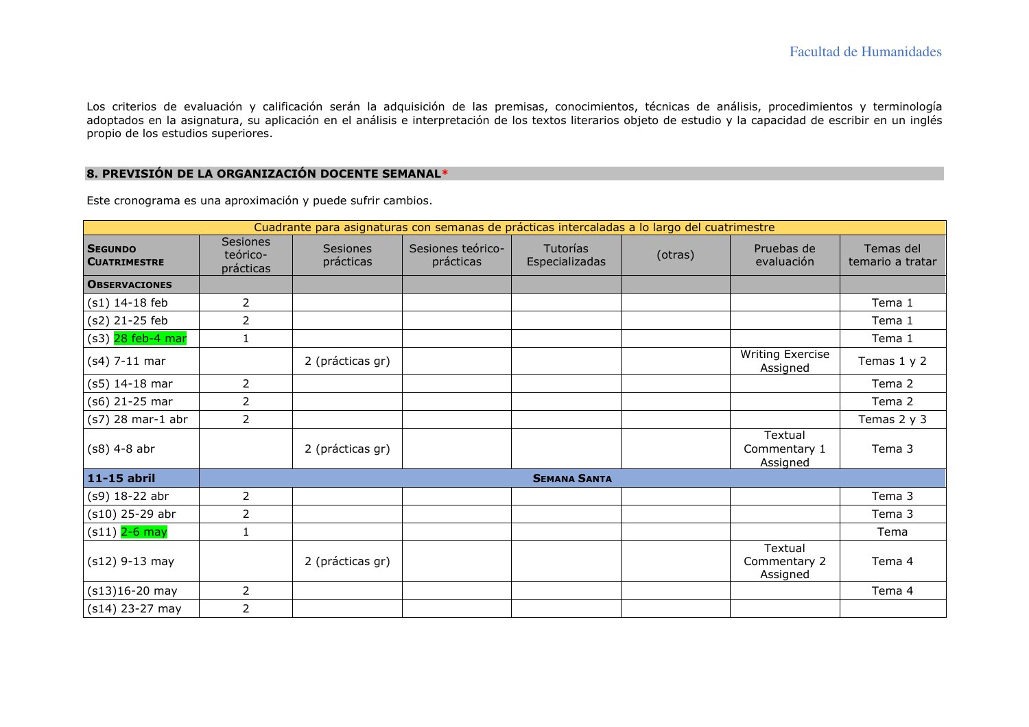Los criterios de evaluación y calificación serán la adquisición de las premisas, conocimientos, técnicas de análisis, procedimientos y terminología adoptados en la asignatura, su aplicación en el análisis e interpretación de los textos literarios objeto de estudio y la capacidad de escribir en un inglés propio de los estudios superiores.

## 8. PREVISIÓN DE LA ORGANIZACIÓN DOCENTE SEMANAL*

Este cronograma es una aproximación y puede sufrir cambios.

| Cuadrante para asignaturas con semanas de prácticas intercaladas a lo largo del cuatrimestre | | | | | | | |
|---|---|---|---|---|---|---|---|
| **SEGUNDO CUATRIMESTRE** | Sesiones teórico-prácticas | Sesiones prácticas | Sesiones teórico-prácticas | Tutorías Especializadas | (otras) | Pruebas de evaluación | Temas del temario a tratar |
| **OBSERVACIONES** | | | | | | | |
| (s1) 14-18 feb | 2 | | | | | | Tema 1 |
| (s2) 21-25 feb | 2 | | | | | | Tema 1 |
| (s3) 28 feb-4 mar | 1 | | | | | | Tema 1 |
| (s4) 7-11 mar | | 2 (prácticas gr) | | | | Writing Exercise Assigned | Temas 1 y 2 |
| (s5) 14-18 mar | 2 | | | | | | Tema 2 |
| (s6) 21-25 mar | 2 | | | | | | Tema 2 |
| (s7) 28 mar-1 abr | 2 | | | | | | Temas 2 y 3 |
| (s8) 4-8 abr | | 2 (prácticas gr) | | | | Textual Commentary 1 Assigned | Tema 3 |
| **11-15 abril** | **SEMANA SANTA** | | | | | | |
| (s9) 18-22 abr | 2 | | | | | | Tema 3 |
| (s10) 25-29 abr | 2 | | | | | | Tema 3 |
| (s11) 2-6 may | 1 | | | | | | Tema |
| (s12) 9-13 may | | 2 (prácticas gr) | | | | Textual Commentary 2 Assigned | Tema 4 |
| (s13)16-20 may | 2 | | | | | | Tema 4 |
| (s14) 23-27 may | 2 | | | | | | |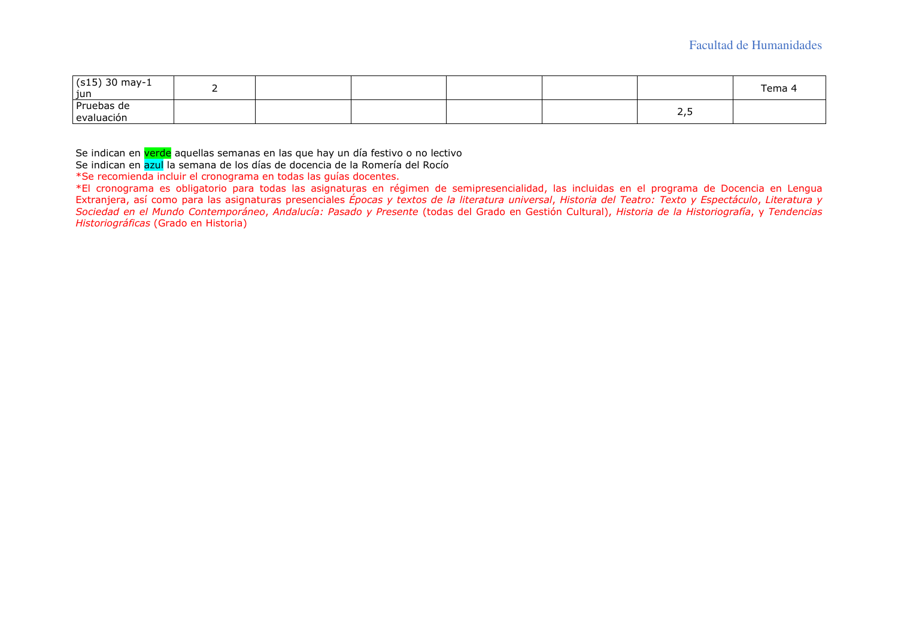| | | | | | | | |
|---|---|---|---|---|---|---|---|
| (s15) 30 may-1 jun | 2 | | | | | | Tema 4 |
| Pruebas de evaluación | | | | | | 2,5 | |

Se indican en verde aquellas semanas en las que hay un día festivo o no lectivo
Se indican en azul la semana de los días de docencia de la Romería del Rocío
*Se recomienda incluir el cronograma en todas las guías docentes.
*El cronograma es obligatorio para todas las asignaturas en régimen de semipresencialidad, las incluidas en el programa de Docencia en Lengua Extranjera, así como para las asignaturas presenciales *Épocas y textos de la literatura universal*, *Historia del Teatro: Texto y Espectáculo*, *Literatura y Sociedad en el Mundo Contemporáneo*, *Andalucía: Pasado y Presente* (todas del Grado en Gestión Cultural), *Historia de la Historiografía*, y *Tendencias Historiográficas* (Grado en Historia)